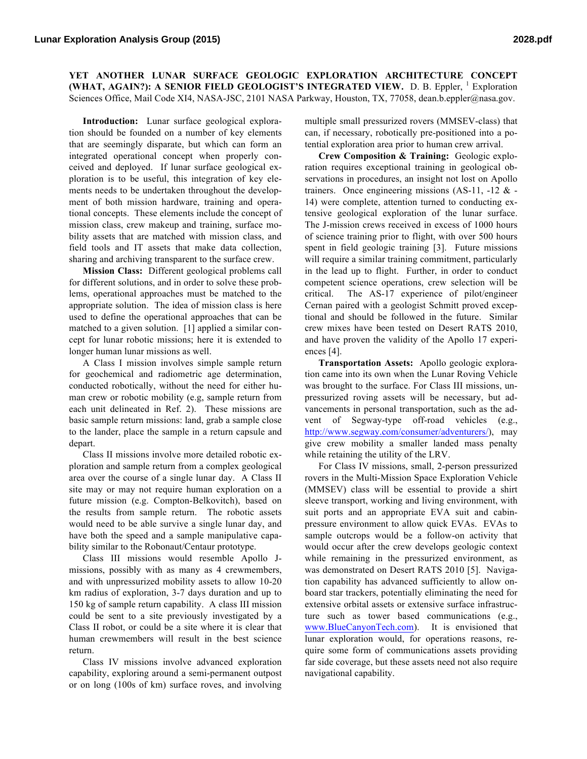# YET ANOTHER LUNAR SURFACE GEOLOGIC EXPLORATION ARCHITECTURE CONCEPT (WHAT, AGAIN?): A SENIOR FIELD GEOLOGIST'S INTEGRATED VIEW.

D. B. Eppler, [1] Exploration Sciences Office, Mail Code XI4, NASA-JSC, 2101 NASA Parkway, Houston, TX, 77058, dean.b.eppler@nasa.gov.

**Introduction:** Lunar surface geological exploration should be founded on a number of key elements that are seemingly disparate, but which can form an integrated operational concept when properly conceived and deployed. If lunar surface geological exploration is to be useful, this integration of key elements needs to be undertaken throughout the development of both mission hardware, training and operational concepts. These elements include the concept of mission class, crew makeup and training, surface mobility assets that are matched with mission class, and field tools and IT assets that make data collection, sharing and archiving transparent to the surface crew.

**Mission Class:** Different geological problems call for different solutions, and in order to solve these problems, operational approaches must be matched to the appropriate solution. The idea of mission class is here used to define the operational approaches that can be matched to a given solution. [1] applied a similar concept for lunar robotic missions; here it is extended to longer human lunar missions as well.

A Class I mission involves simple sample return for geochemical and radiometric age determination, conducted robotically, without the need for either human crew or robotic mobility (e.g, sample return from each unit delineated in Ref. 2). These missions are basic sample return missions: land, grab a sample close to the lander, place the sample in a return capsule and depart.

Class II missions involve more detailed robotic exploration and sample return from a complex geological area over the course of a single lunar day. A Class II site may or may not require human exploration on a future mission (e.g. Compton-Belkovitch), based on the results from sample return. The robotic assets would need to be able survive a single lunar day, and have both the speed and a sample manipulative capability similar to the Robonaut/Centaur prototype.

Class III missions would resemble Apollo J-missions, possibly with as many as 4 crewmembers, and with unpressurized mobility assets to allow 10-20 km radius of exploration, 3-7 days duration and up to 150 kg of sample return capability. A class III mission could be sent to a site previously investigated by a Class II robot, or could be a site where it is clear that human crewmembers will result in the best science return.

Class IV missions involve advanced exploration capability, exploring around a semi-permanent outpost or on long (100s of km) surface roves, and involving multiple small pressurized rovers (MMSEV-class) that can, if necessary, robotically pre-positioned into a potential exploration area prior to human crew arrival.

**Crew Composition & Training:** Geologic exploration requires exceptional training in geological observations in procedures, an insight not lost on Apollo trainers. Once engineering missions (AS-11, -12 & -14) were complete, attention turned to conducting extensive geological exploration of the lunar surface. The J-mission crews received in excess of 1000 hours of science training prior to flight, with over 500 hours spent in field geologic training [3]. Future missions will require a similar training commitment, particularly in the lead up to flight. Further, in order to conduct competent science operations, crew selection will be critical. The AS-17 experience of pilot/engineer Cernan paired with a geologist Schmitt proved exceptional and should be followed in the future. Similar crew mixes have been tested on Desert RATS 2010, and have proven the validity of the Apollo 17 experiences [4].

**Transportation Assets:** Apollo geologic exploration came into its own when the Lunar Roving Vehicle was brought to the surface. For Class III missions, unpressurized roving assets will be necessary, but advancements in personal transportation, such as the advent of Segway-type off-road vehicles (e.g., http://www.segway.com/consumer/adventurers/), may give crew mobility a smaller landed mass penalty while retaining the utility of the LRV.

For Class IV missions, small, 2-person pressurized rovers in the Multi-Mission Space Exploration Vehicle (MMSEV) class will be essential to provide a shirt sleeve transport, working and living environment, with suit ports and an appropriate EVA suit and cabin-pressure environment to allow quick EVAs. EVAs to sample outcrops would be a follow-on activity that would occur after the crew develops geologic context while remaining in the pressurized environment, as was demonstrated on Desert RATS 2010 [5]. Navigation capability has advanced sufficiently to allow on-board star trackers, potentially eliminating the need for extensive orbital assets or extensive surface infrastructure such as tower based communications (e.g., www.BlueCanyonTech.com). It is envisioned that lunar exploration would, for operations reasons, require some form of communications assets providing far side coverage, but these assets need not also require navigational capability.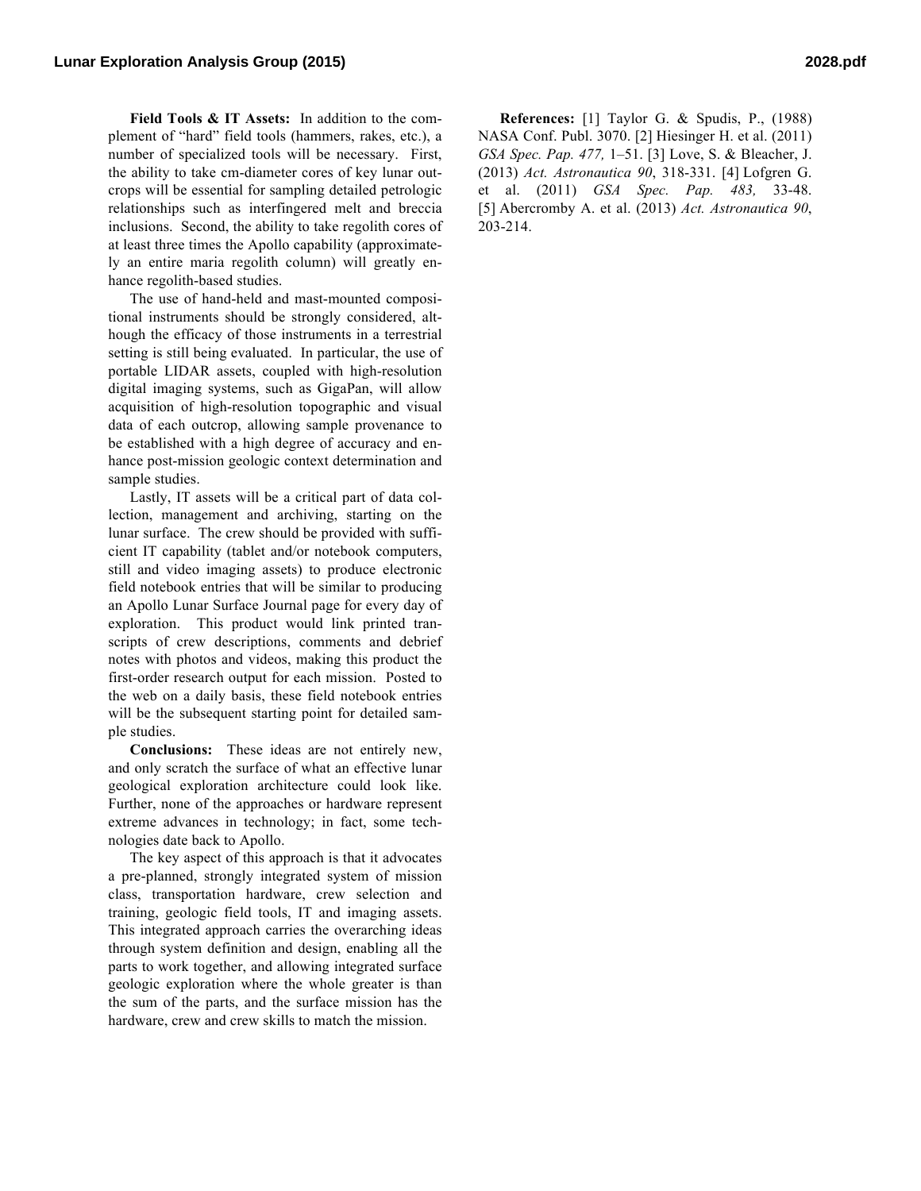**Field Tools & IT Assets:** In addition to the complement of "hard" field tools (hammers, rakes, etc.), a number of specialized tools will be necessary. First, the ability to take cm-diameter cores of key lunar outcrops will be essential for sampling detailed petrologic relationships such as interfingered melt and breccia inclusions. Second, the ability to take regolith cores of at least three times the Apollo capability (approximately an entire maria regolith column) will greatly enhance regolith-based studies.

The use of hand-held and mast-mounted compositional instruments should be strongly considered, although the efficacy of those instruments in a terrestrial setting is still being evaluated. In particular, the use of portable LIDAR assets, coupled with high-resolution digital imaging systems, such as GigaPan, will allow acquisition of high-resolution topographic and visual data of each outcrop, allowing sample provenance to be established with a high degree of accuracy and enhance post-mission geologic context determination and sample studies.

Lastly, IT assets will be a critical part of data collection, management and archiving, starting on the lunar surface. The crew should be provided with sufficient IT capability (tablet and/or notebook computers, still and video imaging assets) to produce electronic field notebook entries that will be similar to producing an Apollo Lunar Surface Journal page for every day of exploration. This product would link printed transcripts of crew descriptions, comments and debrief notes with photos and videos, making this product the first-order research output for each mission. Posted to the web on a daily basis, these field notebook entries will be the subsequent starting point for detailed sample studies.

**Conclusions:** These ideas are not entirely new, and only scratch the surface of what an effective lunar geological exploration architecture could look like. Further, none of the approaches or hardware represent extreme advances in technology; in fact, some technologies date back to Apollo.

The key aspect of this approach is that it advocates a pre-planned, strongly integrated system of mission class, transportation hardware, crew selection and training, geologic field tools, IT and imaging assets. This integrated approach carries the overarching ideas through system definition and design, enabling all the parts to work together, and allowing integrated surface geologic exploration where the whole greater is than the sum of the parts, and the surface mission has the hardware, crew and crew skills to match the mission.

**References:** [1] Taylor G. & Spudis, P., (1988) NASA Conf. Publ. 3070. [2] Hiesinger H. et al. (2011) *GSA Spec. Pap. 477,* 1–51. [3] Love, S. & Bleacher, J. (2013) *Act. Astronautica 90*, 318-331. [4] Lofgren G. et al. (2011) *GSA Spec. Pap. 483,* 33-48. [5] Abercromby A. et al. (2013) *Act. Astronautica 90*, 203-214.